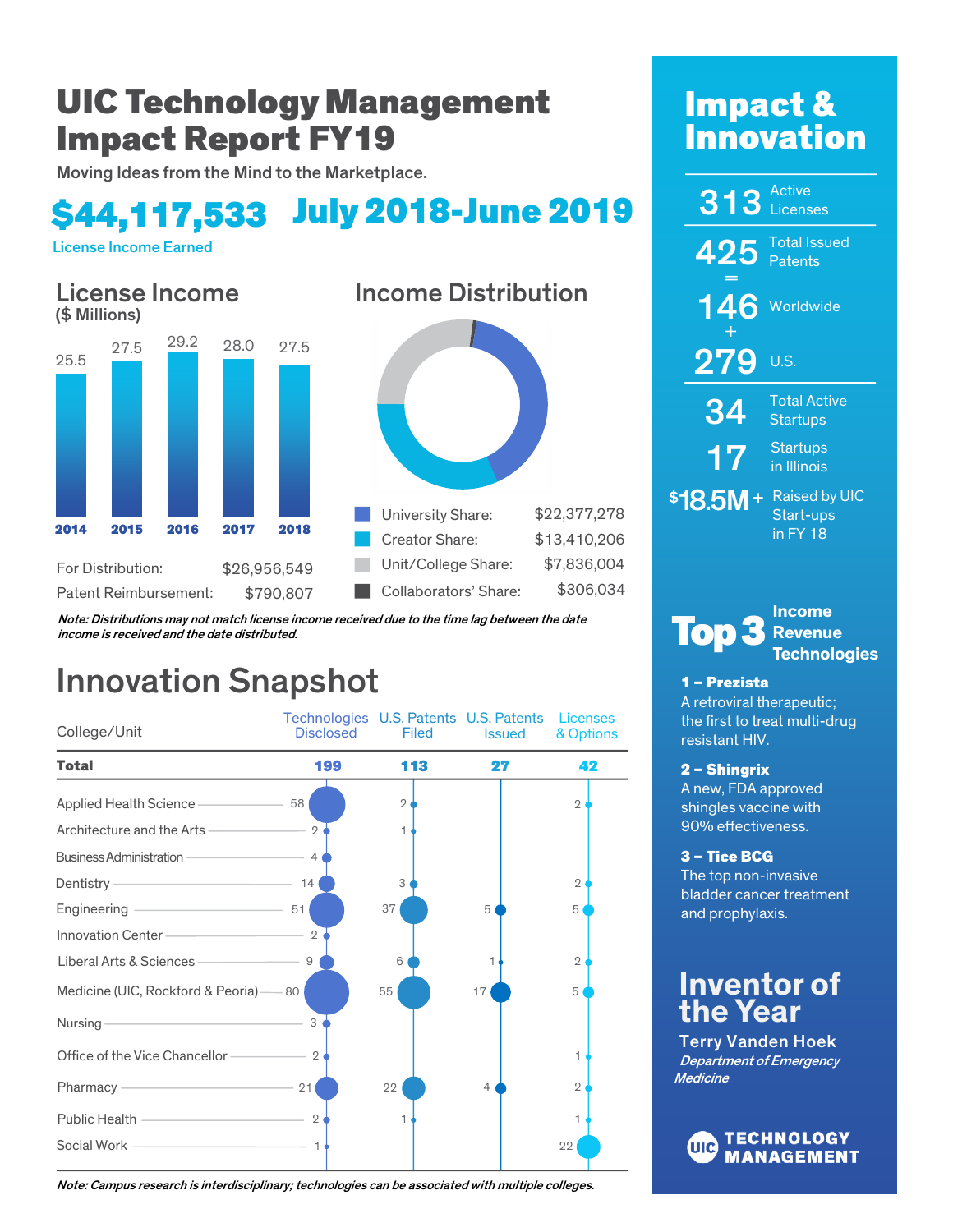# UIC Technology Management Impact Report FY19

Moving Ideas from the Mind to the Marketplace.

**$44,117,533** License Income Earned

**July 2018-June 2019**

## License Income

($ Millions)

| Year | License Income ($ Millions) |
|---|---|
| 2014 | 25.5 |
| 2015 | 27.5 |
| 2016 | 29.2 |
| 2017 | 28.0 |
| 2018 | 27.5 |

| | |
|---|---|
| For Distribution: | $26,956,549 |
| Patent Reimbursement: | $790,807 |

## Income Distribution

| | |
|---|---|
| University Share: | $22,377,278 |
| Creator Share: | $13,410,206 |
| Unit/College Share: | $7,836,004 |
| Collaborators' Share: | $306,034 |

*Note: Distributions may not match license income received due to the time lag between the date income is received and the date distributed.*

## Innovation Snapshot

| College/Unit | Technologies Disclosed | U.S. Patents Filed | U.S. Patents Issued | Licenses & Options |
|---|---|---|---|---|
| **Total** | **199** | **113** | **27** | **42** |
| Applied Health Science | 58 | 2 | | 2 |
| Architecture and the Arts | 2 | 1 | | |
| Business Administration | 4 | | | |
| Dentistry | 14 | 3 | | 2 |
| Engineering | 51 | 37 | 5 | 5 |
| Innovation Center | 2 | | | |
| Liberal Arts & Sciences | 9 | 6 | 1 | 2 |
| Medicine (UIC, Rockford & Peoria) | 80 | 55 | 17 | 5 |
| Nursing | 3 | | | |
| Office of the Vice Chancellor | 2 | | | 1 |
| Pharmacy | 21 | 22 | 4 | 2 |
| Public Health | 2 | 1 | | 1 |
| Social Work | 1 | | | 22 |

*Note: Campus research is interdisciplinary; technologies can be associated with multiple colleges.*

## Impact & Innovation

- **313** Active Licenses
- **425** Total Issued Patents = **146** Worldwide + **279** U.S.
- **34** Total Active Startups
- **17** Startups in Illinois
- **$18.5M+** Raised by UIC Start-ups in FY 18

## Top 3 Income Revenue Technologies

**1 – Prezista**
A retroviral therapeutic; the first to treat multi-drug resistant HIV.

**2 – Shingrix**
A new, FDA approved shingles vaccine with 90% effectiveness.

**3 – Tice BCG**
The top non-invasive bladder cancer treatment and prophylaxis.

## Inventor of the Year

**Terry Vanden Hoek**
*Department of Emergency Medicine*

UIC TECHNOLOGY MANAGEMENT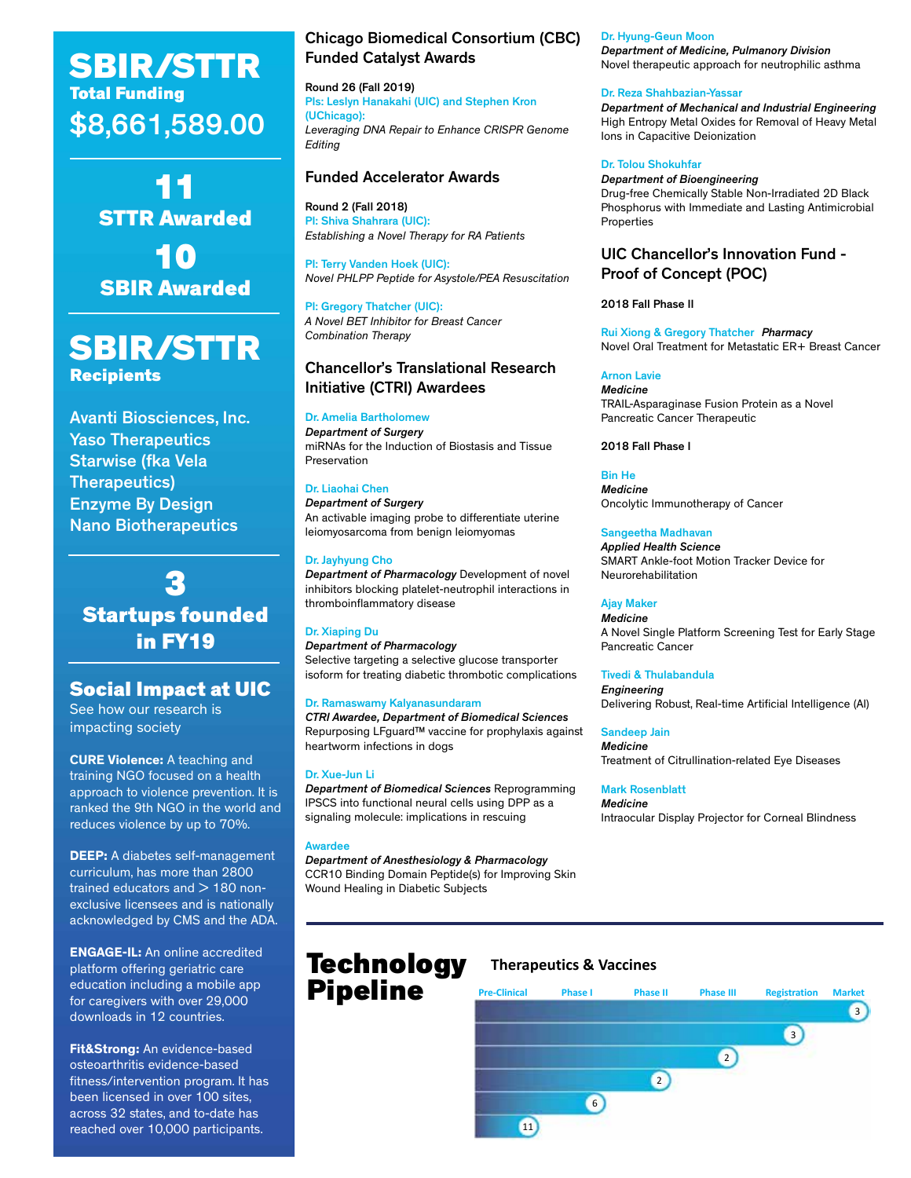# SBIR/STTR

**Total Funding**

**$8,661,589.00**

**11**

**STTR Awarded**

**10**

**SBIR Awarded**

# SBIR/STTR

**Recipients**

Avanti Biosciences, Inc.
Yaso Therapeutics
Starwise (fka Vela Therapeutics)
Enzyme By Design
Nano Biotherapeutics

**3**

**Startups founded in FY19**

## Social Impact at UIC

See how our research is impacting society

**CURE Violence:** A teaching and training NGO focused on a health approach to violence prevention. It is ranked the 9th NGO in the world and reduces violence by up to 70%.

**DEEP:** A diabetes self-management curriculum, has more than 2800 trained educators and > 180 non-exclusive licensees and is nationally acknowledged by CMS and the ADA.

**ENGAGE-IL:** An online accredited platform offering geriatric care education including a mobile app for caregivers with over 29,000 downloads in 12 countries.

**Fit&Strong:** An evidence-based osteoarthritis evidence-based fitness/intervention program. It has been licensed in over 100 sites, across 32 states, and to-date has reached over 10,000 participants.

## Chicago Biomedical Consortium (CBC) Funded Catalyst Awards

**Round 26 (Fall 2019)**

PIs: Leslyn Hanakahi (UIC) and Stephen Kron (UChicago):
*Leveraging DNA Repair to Enhance CRISPR Genome Editing*

## Funded Accelerator Awards

**Round 2 (Fall 2018)**

PI: Shiva Shahrara (UIC):
*Establishing a Novel Therapy for RA Patients*

PI: Terry Vanden Hoek (UIC):
*Novel PHLPP Peptide for Asystole/PEA Resuscitation*

PI: Gregory Thatcher (UIC):
*A Novel BET Inhibitor for Breast Cancer Combination Therapy*

## Chancellor's Translational Research Initiative (CTRI) Awardees

Dr. Amelia Bartholomew
***Department of Surgery***
miRNAs for the Induction of Biostasis and Tissue Preservation

Dr. Liaohai Chen
***Department of Surgery***
An activable imaging probe to differentiate uterine leiomyosarcoma from benign leiomyomas

Dr. Jayhyung Cho
***Department of Pharmacology*** Development of novel inhibitors blocking platelet-neutrophil interactions in thromboinflammatory disease

Dr. Xiaping Du
***Department of Pharmacology***
Selective targeting a selective glucose transporter isoform for treating diabetic thrombotic complications

Dr. Ramaswamy Kalyanasundaram
***CTRI Awardee, Department of Biomedical Sciences***
Repurposing LFguard™ vaccine for prophylaxis against heartworm infections in dogs

Dr. Xue-Jun Li
***Department of Biomedical Sciences*** Reprogramming IPSCS into functional neural cells using DPP as a signaling molecule: implications in rescuing

Awardee
***Department of Anesthesiology & Pharmacology***
CCR10 Binding Domain Peptide(s) for Improving Skin Wound Healing in Diabetic Subjects

Dr. Hyung-Geun Moon
***Department of Medicine, Pulmanory Division***
Novel therapeutic approach for neutrophilic asthma

Dr. Reza Shahbazian-Yassar
***Department of Mechanical and Industrial Engineering***
High Entropy Metal Oxides for Removal of Heavy Metal Ions in Capacitive Deionization

Dr. Tolou Shokuhfar
***Department of Bioengineering***
Drug-free Chemically Stable Non-Irradiated 2D Black Phosphorus with Immediate and Lasting Antimicrobial Properties

## UIC Chancellor's Innovation Fund - Proof of Concept (POC)

**2018 Fall Phase II**

Rui Xiong & Gregory Thatcher ***Pharmacy***
Novel Oral Treatment for Metastatic ER+ Breast Cancer

Arnon Lavie
***Medicine***
TRAIL-Asparaginase Fusion Protein as a Novel Pancreatic Cancer Therapeutic

**2018 Fall Phase I**

Bin He
***Medicine***
Oncolytic Immunotherapy of Cancer

Sangeetha Madhavan
***Applied Health Science***
SMART Ankle-foot Motion Tracker Device for Neurorehabilitation

Ajay Maker
***Medicine***
A Novel Single Platform Screening Test for Early Stage Pancreatic Cancer

Tivedi & Thulabandula
***Engineering***
Delivering Robust, Real-time Artificial Intelligence (AI)

Sandeep Jain
***Medicine***
Treatment of Citrullination-related Eye Diseases

Mark Rosenblatt
***Medicine***
Intraocular Display Projector for Corneal Blindness

# Technology Pipeline

**Therapeutics & Vaccines**

Pre-Clinical
Phase I
Phase II
Phase III
Registration
Market

3
3
2
2
6
11